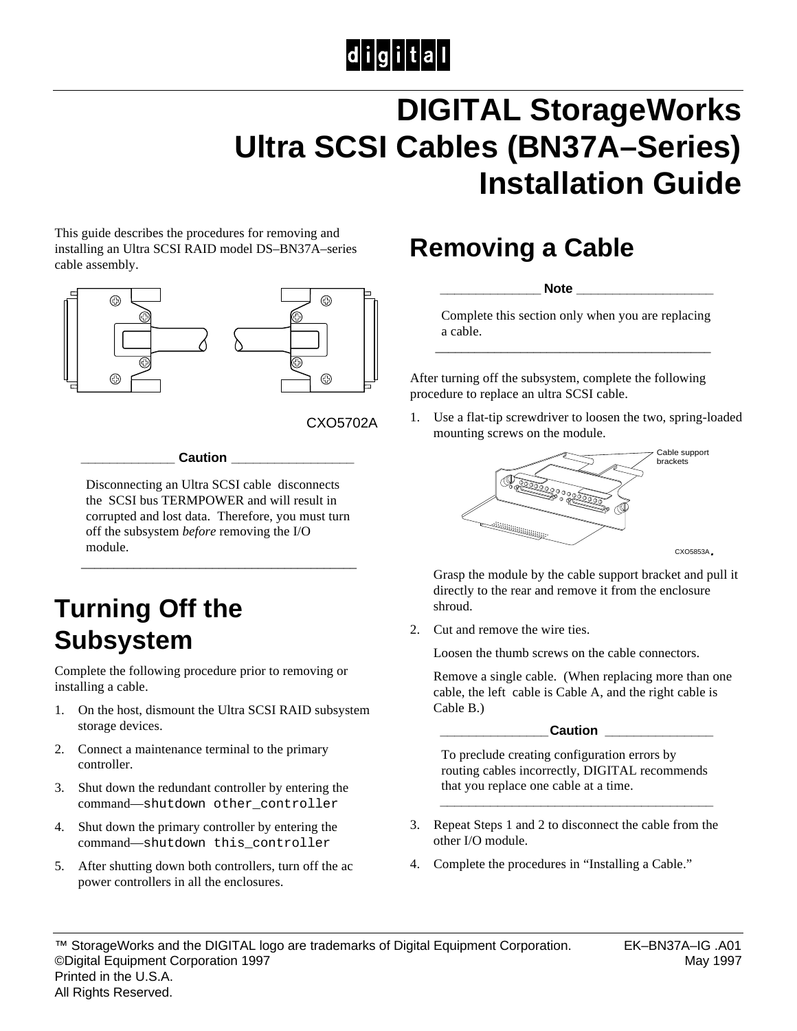# DIGITAL StorageWorks Ultra SCSI Cables (BN37A–Series) Installation Guide

This guide describes the procedures for removing and installing an Ultra SCSI RAID model DS–BN37A–series cable assembly.

CXO5702A

**Caution**

Disconnecting an Ultra SCSI cable disconnects the SCSI bus TERMPOWER and will result in corrupted and lost data. Therefore, you must turn off the subsystem *before* removing the I/O module.

## Turning Off the Subsystem

Complete the following procedure prior to removing or installing a cable.

1. On the host, dismount the Ultra SCSI RAID subsystem storage devices.
2. Connect a maintenance terminal to the primary controller.
3. Shut down the redundant controller by entering the command—`shutdown other_controller`
4. Shut down the primary controller by entering the command—`shutdown this_controller`
5. After shutting down both controllers, turn off the ac power controllers in all the enclosures.

## Removing a Cable

**Note**

Complete this section only when you are replacing a cable.

After turning off the subsystem, complete the following procedure to replace an ultra SCSI cable.

1. Use a flat-tip screwdriver to loosen the two, spring-loaded mounting screws on the module.

   Cable support brackets

   CXO5853A

   Grasp the module by the cable support bracket and pull it directly to the rear and remove it from the enclosure shroud.

2. Cut and remove the wire ties.

   Loosen the thumb screws on the cable connectors.

   Remove a single cable. (When replacing more than one cable, the left cable is Cable A, and the right cable is Cable B.)

   **Caution**

   To preclude creating configuration errors by routing cables incorrectly, DIGITAL recommends that you replace one cable at a time.

3. Repeat Steps 1 and 2 to disconnect the cable from the other I/O module.
4. Complete the procedures in “Installing a Cable.”

™ StorageWorks and the DIGITAL logo are trademarks of Digital Equipment Corporation.
©Digital Equipment Corporation 1997
Printed in the U.S.A.
All Rights Reserved.

EK–BN37A–IG .A01
May 1997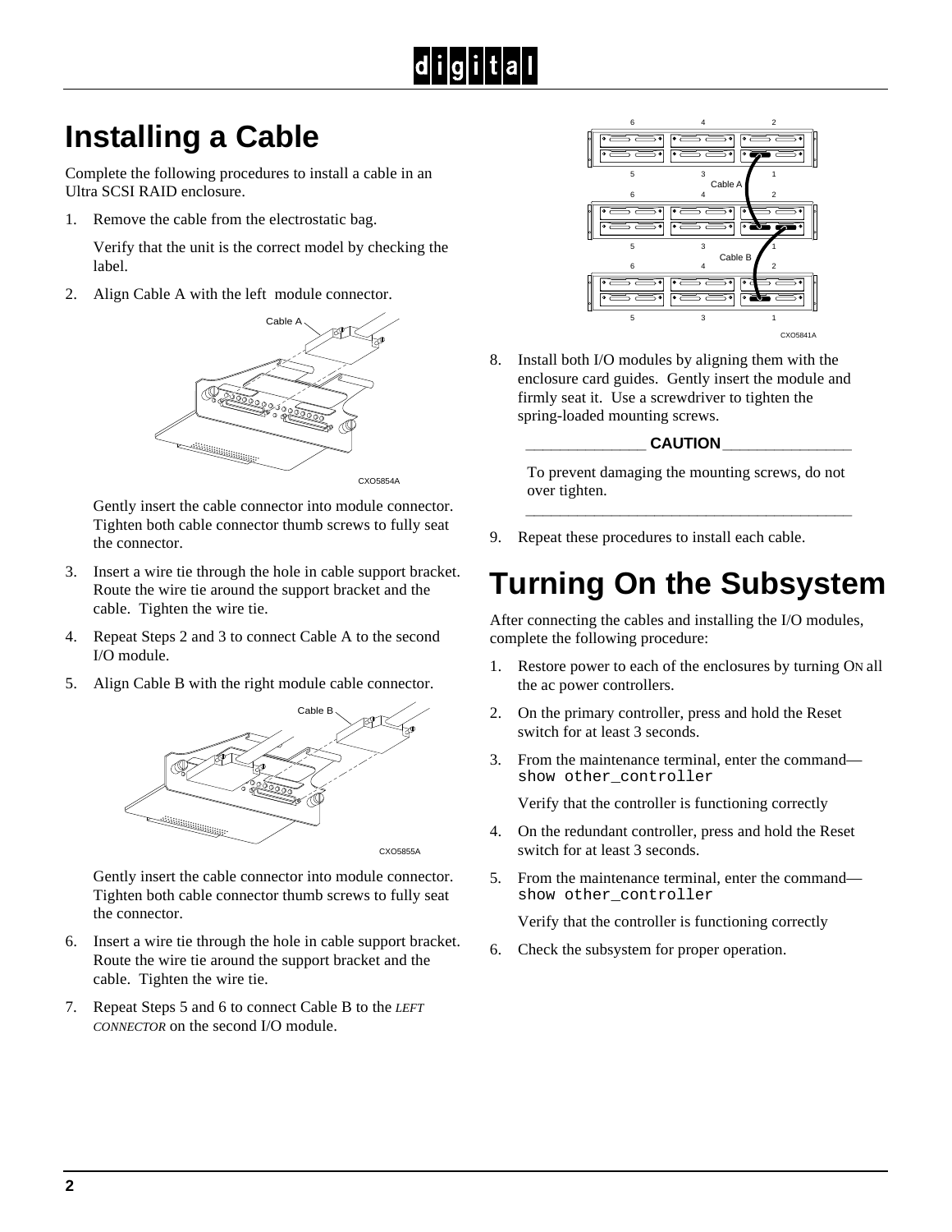# Installing a Cable

Complete the following procedures to install a cable in an Ultra SCSI RAID enclosure.

1. Remove the cable from the electrostatic bag.

   Verify that the unit is the correct model by checking the label.

2. Align Cable A with the left module connector.

   Cable A

   CXO5854A

   Gently insert the cable connector into module connector. Tighten both cable connector thumb screws to fully seat the connector.

3. Insert a wire tie through the hole in cable support bracket. Route the wire tie around the support bracket and the cable. Tighten the wire tie.

4. Repeat Steps 2 and 3 to connect Cable A to the second I/O module.

5. Align Cable B with the right module cable connector.

   Cable B

   CXO5855A

   Gently insert the cable connector into module connector. Tighten both cable connector thumb screws to fully seat the connector.

6. Insert a wire tie through the hole in cable support bracket. Route the wire tie around the support bracket and the cable. Tighten the wire tie.

7. Repeat Steps 5 and 6 to connect Cable B to the *LEFT CONNECTOR* on the second I/O module.

   6 4 2
   5 3 1
   Cable A
   6 4 2
   5 3 1
   Cable B
   6 4 2
   5 3 1

   CXO5841A

8. Install both I/O modules by aligning them with the enclosure card guides. Gently insert the module and firmly seat it. Use a screwdriver to tighten the spring-loaded mounting screws.

   **CAUTION**

   To prevent damaging the mounting screws, do not over tighten.

9. Repeat these procedures to install each cable.

# Turning On the Subsystem

After connecting the cables and installing the I/O modules, complete the following procedure:

1. Restore power to each of the enclosures by turning ON all the ac power controllers.

2. On the primary controller, press and hold the Reset switch for at least 3 seconds.

3. From the maintenance terminal, enter the command— `show other_controller`

   Verify that the controller is functioning correctly

4. On the redundant controller, press and hold the Reset switch for at least 3 seconds.

5. From the maintenance terminal, enter the command— `show other_controller`

   Verify that the controller is functioning correctly

6. Check the subsystem for proper operation.